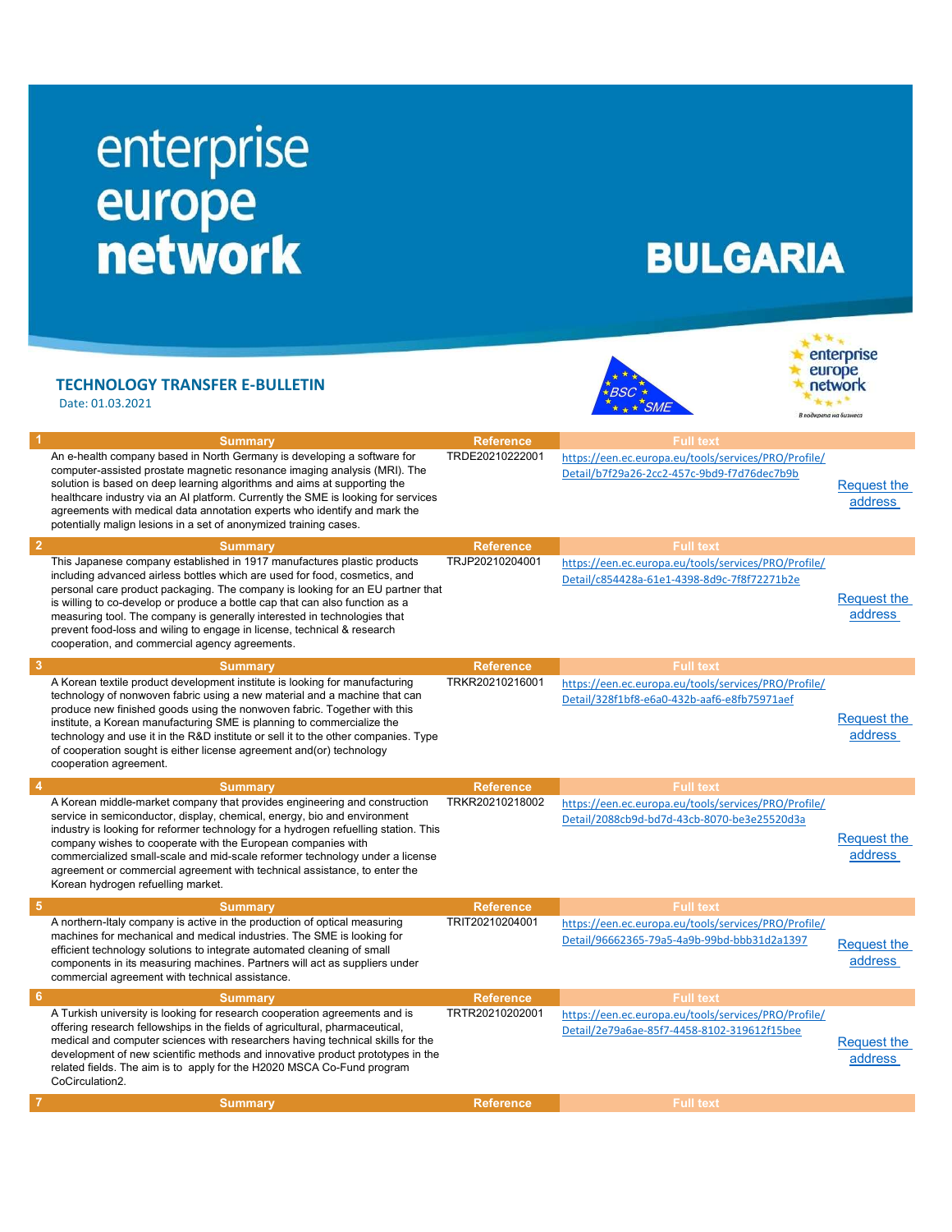# enterprise europe network

# BULGARIA

## TECHNOLOGY TRANSFER E-BULLETIN

Date: 01.03.2021

| # | Summary | Reference | Full text | |
|---|---|---|---|---|
| 1 | An e-health company based in North Germany is developing a software for computer-assisted prostate magnetic resonance imaging analysis (MRI). The solution is based on deep learning algorithms and aims at supporting the healthcare industry via an AI platform. Currently the SME is looking for services agreements with medical data annotation experts who identify and mark the potentially malign lesions in a set of anonymized training cases. | TRDE20210222001 | https://een.ec.europa.eu/tools/services/PRO/Profile/Detail/b7f29a26-2cc2-457c-9bd9-f7d76dec7b9b | Request the address |
| 2 | This Japanese company established in 1917 manufactures plastic products including advanced airless bottles which are used for food, cosmetics, and personal care product packaging. The company is looking for an EU partner that is willing to co-develop or produce a bottle cap that can also function as a measuring tool. The company is generally interested in technologies that prevent food-loss and wiling to engage in license, technical & research cooperation, and commercial agency agreements. | TRJP20210204001 | https://een.ec.europa.eu/tools/services/PRO/Profile/Detail/c854428a-61e1-4398-8d9c-7f8f72271b2e | Request the address |
| 3 | A Korean textile product development institute is looking for manufacturing technology of nonwoven fabric using a new material and a machine that can produce new finished goods using the nonwoven fabric. Together with this institute, a Korean manufacturing SME is planning to commercialize the technology and use it in the R&D institute or sell it to the other companies. Type of cooperation sought is either license agreement and(or) technology cooperation agreement. | TRKR20210216001 | https://een.ec.europa.eu/tools/services/PRO/Profile/Detail/328f1bf8-e6a0-432b-aaf6-e8fb75971aef | Request the address |
| 4 | A Korean middle-market company that provides engineering and construction service in semiconductor, display, chemical, energy, bio and environment industry is looking for reformer technology for a hydrogen refuelling station. This company wishes to cooperate with the European companies with commercialized small-scale and mid-scale reformer technology under a license agreement or commercial agreement with technical assistance, to enter the Korean hydrogen refuelling market. | TRKR20210218002 | https://een.ec.europa.eu/tools/services/PRO/Profile/Detail/2088cb9d-bd7d-43cb-8070-be3e25520d3a | Request the address |
| 5 | A northern-Italy company is active in the production of optical measuring machines for mechanical and medical industries. The SME is looking for efficient technology solutions to integrate automated cleaning of small components in its measuring machines. Partners will act as suppliers under commercial agreement with technical assistance. | TRIT20210204001 | https://een.ec.europa.eu/tools/services/PRO/Profile/Detail/96662365-79a5-4a9b-99bd-bbb31d2a1397 | Request the address |
| 6 | A Turkish university is looking for research cooperation agreements and is offering research fellowships in the fields of agricultural, pharmaceutical, medical and computer sciences with researchers having technical skills for the development of new scientific methods and innovative product prototypes in the related fields. The aim is to apply for the H2020 MSCA Co-Fund program CoCirculation2. | TRTR20210202001 | https://een.ec.europa.eu/tools/services/PRO/Profile/Detail/2e79a6ae-85f7-4458-8102-319612f15bee | Request the address |
| 7 | Summary | Reference | Full text | |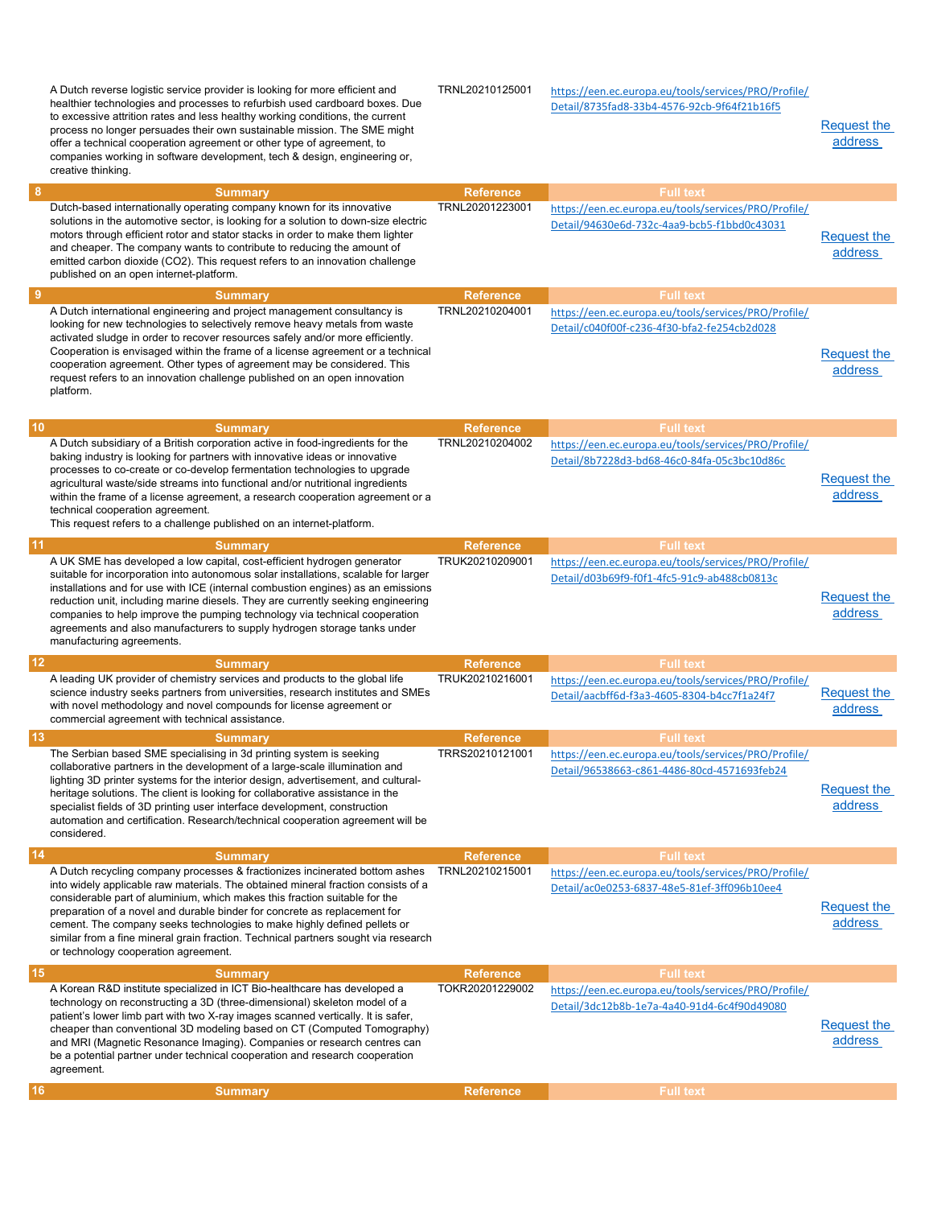| | Summary | Reference | Full text | |
|---|---|---|---|---|
| | A Dutch reverse logistic service provider is looking for more efficient and healthier technologies and processes to refurbish used cardboard boxes. Due to excessive attrition rates and less healthy working conditions, the current process no longer persuades their own sustainable mission. The SME might offer a technical cooperation agreement or other type of agreement, to companies working in software development, tech & design, engineering or, creative thinking. | TRNL20210125001 | https://een.ec.europa.eu/tools/services/PRO/Profile/Detail/8735fad8-33b4-4576-92cb-9f64f21b16f5 | Request the address |
| 8 | Dutch-based internationally operating company known for its innovative solutions in the automotive sector, is looking for a solution to down-size electric motors through efficient rotor and stator stacks in order to make them lighter and cheaper. The company wants to contribute to reducing the amount of emitted carbon dioxide ($CO_2$). This request refers to an innovation challenge published on an open internet-platform. | TRNL20201223001 | https://een.ec.europa.eu/tools/services/PRO/Profile/Detail/94630e6d-732c-4aa9-bcb5-f1bbd0c43031 | Request the address |
| 9 | A Dutch international engineering and project management consultancy is looking for new technologies to selectively remove heavy metals from waste activated sludge in order to recover resources safely and/or more efficiently. Cooperation is envisaged within the frame of a license agreement or a technical cooperation agreement. Other types of agreement may be considered. This request refers to an innovation challenge published on an open innovation platform. | TRNL20210204001 | https://een.ec.europa.eu/tools/services/PRO/Profile/Detail/c040f00f-c236-4f30-bfa2-fe254cb2d028 | Request the address |
| 10 | A Dutch subsidiary of a British corporation active in food-ingredients for the baking industry is looking for partners with innovative ideas or innovative processes to co-create or co-develop fermentation technologies to upgrade agricultural waste/side streams into functional and/or nutritional ingredients within the frame of a license agreement, a research cooperation agreement or a technical cooperation agreement. This request refers to a challenge published on an internet-platform. | TRNL20210204002 | https://een.ec.europa.eu/tools/services/PRO/Profile/Detail/8b7228d3-bd68-46c0-84fa-05c3bc10d86c | Request the address |
| 11 | A UK SME has developed a low capital, cost-efficient hydrogen generator suitable for incorporation into autonomous solar installations, scalable for larger installations and for use with ICE (internal combustion engines) as an emissions reduction unit, including marine diesels. They are currently seeking engineering companies to help improve the pumping technology via technical cooperation agreements and also manufacturers to supply hydrogen storage tanks under manufacturing agreements. | TRUK20210209001 | https://een.ec.europa.eu/tools/services/PRO/Profile/Detail/d03b69f9-f0f1-4fc5-91c9-ab488cb0813c | Request the address |
| 12 | A leading UK provider of chemistry services and products to the global life science industry seeks partners from universities, research institutes and SMEs with novel methodology and novel compounds for license agreement or commercial agreement with technical assistance. | TRUK20210216001 | https://een.ec.europa.eu/tools/services/PRO/Profile/Detail/aacbff6d-f3a3-4605-8304-b4cc7f1a24f7 | Request the address |
| 13 | The Serbian based SME specialising in 3d printing system is seeking collaborative partners in the development of a large-scale illumination and lighting 3D printer systems for the interior design, advertisement, and cultural-heritage solutions. The client is looking for collaborative assistance in the specialist fields of 3D printing user interface development, construction automation and certification. Research/technical cooperation agreement will be considered. | TRRS20210121001 | https://een.ec.europa.eu/tools/services/PRO/Profile/Detail/96538663-c861-4486-80cd-4571693feb24 | Request the address |
| 14 | A Dutch recycling company processes & fractionizes incinerated bottom ashes into widely applicable raw materials. The obtained mineral fraction consists of a considerable part of aluminium, which makes this fraction suitable for the preparation of a novel and durable binder for concrete as replacement for cement. The company seeks technologies to make highly defined pellets or similar from a fine mineral grain fraction. Technical partners sought via research or technology cooperation agreement. | TRNL20210215001 | https://een.ec.europa.eu/tools/services/PRO/Profile/Detail/ac0e0253-6837-48e5-81ef-3ff096b10ee4 | Request the address |
| 15 | A Korean R&D institute specialized in ICT Bio-healthcare has developed a technology on reconstructing a 3D (three-dimensional) skeleton model of a patient's lower limb part with two X-ray images scanned vertically. It is safer, cheaper than conventional 3D modeling based on CT (Computed Tomography) and MRI (Magnetic Resonance Imaging). Companies or research centres can be a potential partner under technical cooperation and research cooperation agreement. | TOKR20201229002 | https://een.ec.europa.eu/tools/services/PRO/Profile/Detail/3dc12b8b-1e7a-4a40-91d4-6c4f90d49080 | Request the address |
| 16 | | | | |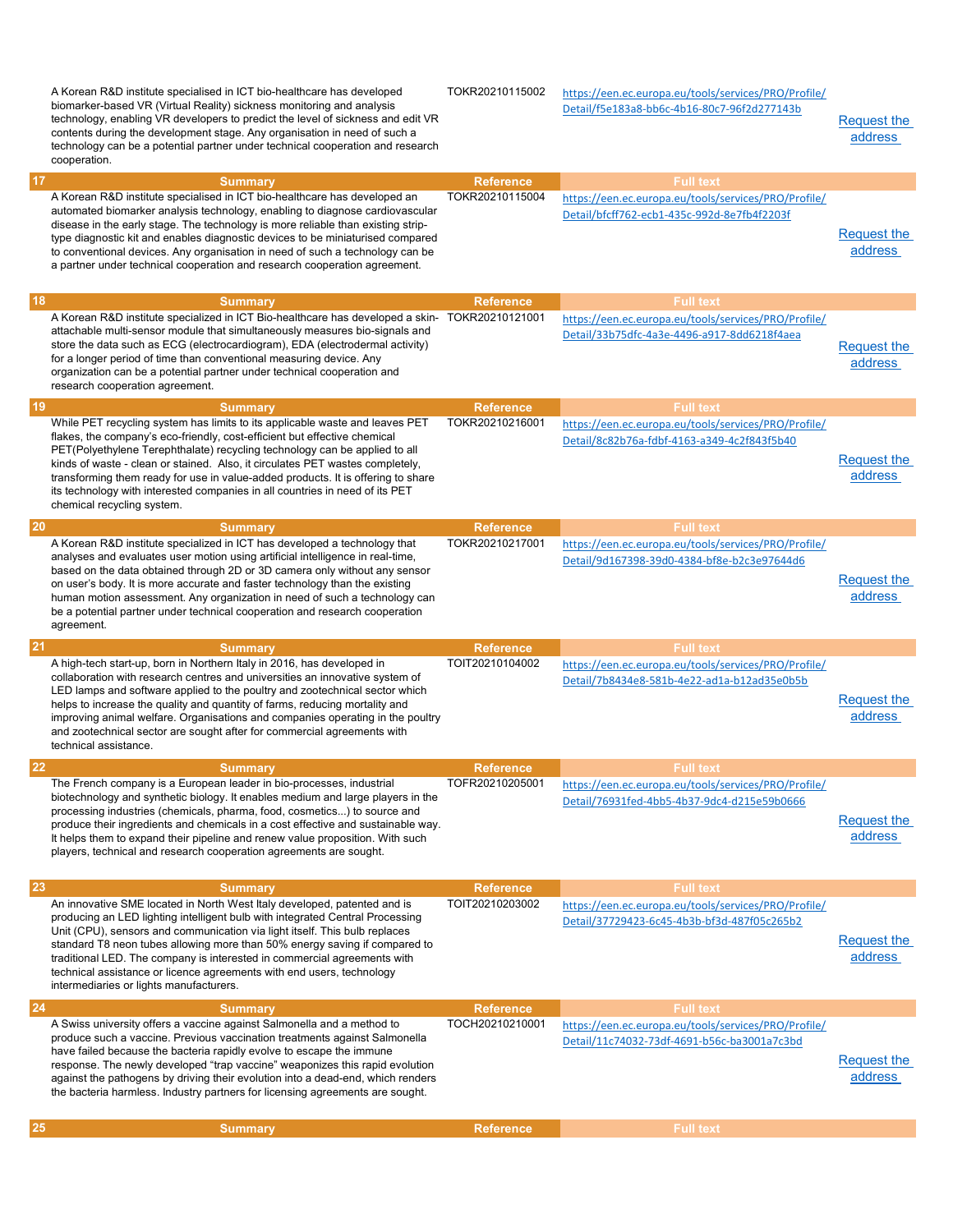| | Summary | Reference | Full text | |
|---|---|---|---|---|
| | A Korean R&D institute specialised in ICT bio-healthcare has developed biomarker-based VR (Virtual Reality) sickness monitoring and analysis technology, enabling VR developers to predict the level of sickness and edit VR contents during the development stage. Any organisation in need of such a technology can be a potential partner under technical cooperation and research cooperation. | TOKR20210115002 | https://een.ec.europa.eu/tools/services/PRO/Profile/Detail/f5e183a8-bb6c-4b16-80c7-96f2d277143b | Request the address |
| 17 | Summary | Reference | Full text | |
| | A Korean R&D institute specialised in ICT bio-healthcare has developed an automated biomarker analysis technology, enabling to diagnose cardiovascular disease in the early stage. The technology is more reliable than existing strip-type diagnostic kit and enables diagnostic devices to be miniaturised compared to conventional devices. Any organisation in need of such a technology can be a partner under technical cooperation and research cooperation agreement. | TOKR20210115004 | https://een.ec.europa.eu/tools/services/PRO/Profile/Detail/bfcff762-ecb1-435c-992d-8e7fb4f2203f | Request the address |
| 18 | Summary | Reference | Full text | |
| | A Korean R&D institute specialized in ICT Bio-healthcare has developed a skin-attachable multi-sensor module that simultaneously measures bio-signals and store the data such as ECG (electrocardiogram), EDA (electrodermal activity) for a longer period of time than conventional measuring device. Any organization can be a potential partner under technical cooperation and research cooperation agreement. | TOKR20210121001 | https://een.ec.europa.eu/tools/services/PRO/Profile/Detail/33b75dfc-4a3e-4496-a917-8dd6218f4aea | Request the address |
| 19 | Summary | Reference | Full text | |
| | While PET recycling system has limits to its applicable waste and leaves PET flakes, the company's eco-friendly, cost-efficient but effective chemical PET(Polyethylene Terephthalate) recycling technology can be applied to all kinds of waste - clean or stained. Also, it circulates PET wastes completely, transforming them ready for use in value-added products. It is offering to share its technology with interested companies in all countries in need of its PET chemical recycling system. | TOKR20210216001 | https://een.ec.europa.eu/tools/services/PRO/Profile/Detail/8c82b76a-fdbf-4163-a349-4c2f843f5b40 | Request the address |
| 20 | Summary | Reference | Full text | |
| | A Korean R&D institute specialized in ICT has developed a technology that analyses and evaluates user motion using artificial intelligence in real-time, based on the data obtained through 2D or 3D camera only without any sensor on user's body. It is more accurate and faster technology than the existing human motion assessment. Any organization in need of such a technology can be a potential partner under technical cooperation and research cooperation agreement. | TOKR20210217001 | https://een.ec.europa.eu/tools/services/PRO/Profile/Detail/9d167398-39d0-4384-bf8e-b2c3e97644d6 | Request the address |
| 21 | Summary | Reference | Full text | |
| | A high-tech start-up, born in Northern Italy in 2016, has developed in collaboration with research centres and universities an innovative system of LED lamps and software applied to the poultry and zootechnical sector which helps to increase the quality and quantity of farms, reducing mortality and improving animal welfare. Organisations and companies operating in the poultry and zootechnical sector are sought after for commercial agreements with technical assistance. | TOIT20210104002 | https://een.ec.europa.eu/tools/services/PRO/Profile/Detail/7b8434e8-581b-4e22-ad1a-b12ad35e0b5b | Request the address |
| 22 | Summary | Reference | Full text | |
| | The French company is a European leader in bio-processes, industrial biotechnology and synthetic biology. It enables medium and large players in the processing industries (chemicals, pharma, food, cosmetics...) to source and produce their ingredients and chemicals in a cost effective and sustainable way. It helps them to expand their pipeline and renew value proposition. With such players, technical and research cooperation agreements are sought. | TOFR20210205001 | https://een.ec.europa.eu/tools/services/PRO/Profile/Detail/76931fed-4bb5-4b37-9dc4-d215e59b0666 | Request the address |
| 23 | Summary | Reference | Full text | |
| | An innovative SME located in North West Italy developed, patented and is producing an LED lighting intelligent bulb with integrated Central Processing Unit (CPU), sensors and communication via light itself. This bulb replaces standard T8 neon tubes allowing more than 50% energy saving if compared to traditional LED. The company is interested in commercial agreements with technical assistance or licence agreements with end users, technology intermediaries or lights manufacturers. | TOIT20210203002 | https://een.ec.europa.eu/tools/services/PRO/Profile/Detail/37729423-6c45-4b3b-bf3d-487f05c265b2 | Request the address |
| 24 | Summary | Reference | Full text | |
| | A Swiss university offers a vaccine against Salmonella and a method to produce such a vaccine. Previous vaccination treatments against Salmonella have failed because the bacteria rapidly evolve to escape the immune response. The newly developed "trap vaccine" weaponizes this rapid evolution against the pathogens by driving their evolution into a dead-end, which renders the bacteria harmless. Industry partners for licensing agreements are sought. | TOCH20210210001 | https://een.ec.europa.eu/tools/services/PRO/Profile/Detail/11c74032-73df-4691-b56c-ba3001a7c3bd | Request the address |
| 25 | Summary | Reference | Full text | |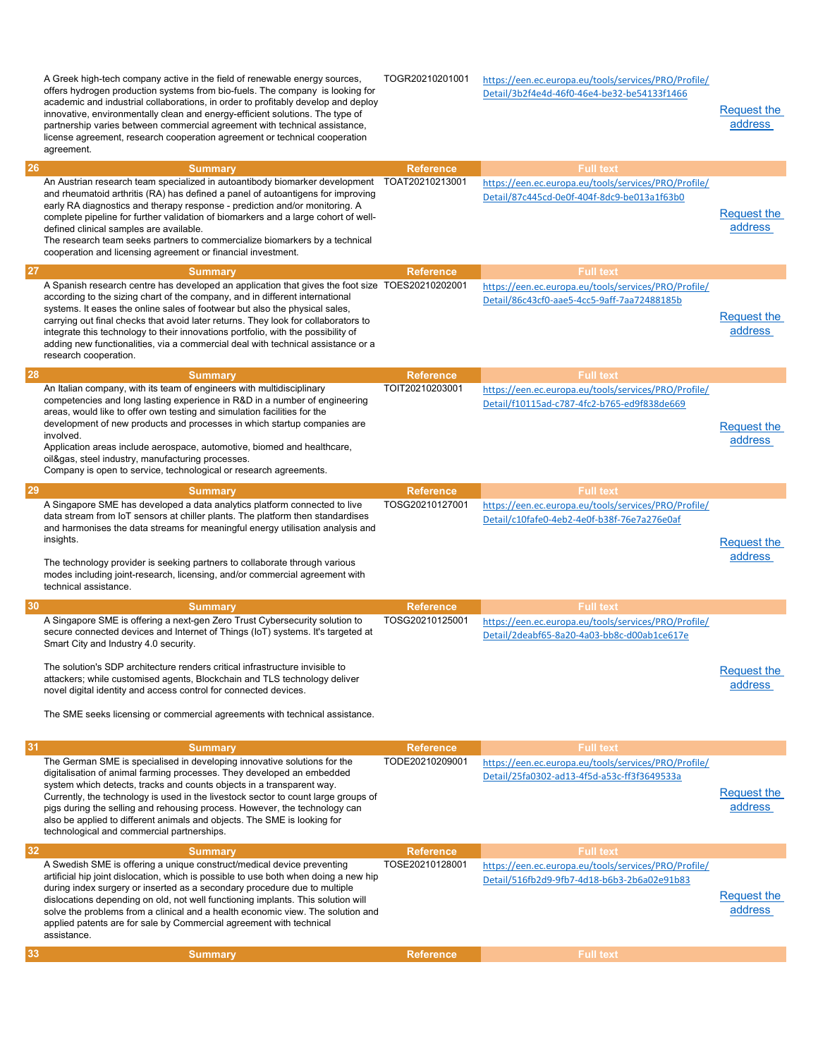| # | Summary | Reference | Full text | |
|---|---|---|---|---|
| | A Greek high-tech company active in the field of renewable energy sources, offers hydrogen production systems from bio-fuels. The company is looking for academic and industrial collaborations, in order to profitably develop and deploy innovative, environmentally clean and energy-efficient solutions. The type of partnership varies between commercial agreement with technical assistance, license agreement, research cooperation agreement or technical cooperation agreement. | TOGR20210201001 | https://een.ec.europa.eu/tools/services/PRO/Profile/Detail/3b2f4e4d-46f0-46e4-be32-be54133f1466 | Request the address |
| 26 | An Austrian research team specialized in autoantibody biomarker development and rheumatoid arthritis (RA) has defined a panel of autoantigens for improving early RA diagnostics and therapy response - prediction and/or monitoring. A complete pipeline for further validation of biomarkers and a large cohort of well-defined clinical samples are available.<br>The research team seeks partners to commercialize biomarkers by a technical cooperation and licensing agreement or financial investment. | TOAT20210213001 | https://een.ec.europa.eu/tools/services/PRO/Profile/Detail/87c445cd-0e0f-404f-8dc9-be013a1f63b0 | Request the address |
| 27 | A Spanish research centre has developed an application that gives the foot size according to the sizing chart of the company, and in different international systems. It eases the online sales of footwear but also the physical sales, carrying out final checks that avoid later returns. They look for collaborators to integrate this technology to their innovations portfolio, with the possibility of adding new functionalities, via a commercial deal with technical assistance or a research cooperation. | TOES20210202001 | https://een.ec.europa.eu/tools/services/PRO/Profile/Detail/86c43cf0-aae5-4cc5-9aff-7aa72488185b | Request the address |
| 28 | An Italian company, with its team of engineers with multidisciplinary competencies and long lasting experience in R&D in a number of engineering areas, would like to offer own testing and simulation facilities for the development of new products and processes in which startup companies are involved.<br>Application areas include aerospace, automotive, biomed and healthcare, oil&gas, steel industry, manufacturing processes.<br>Company is open to service, technological or research agreements. | TOIT20210203001 | https://een.ec.europa.eu/tools/services/PRO/Profile/Detail/f10115ad-c787-4fc2-b765-ed9f838de669 | Request the address |
| 29 | A Singapore SME has developed a data analytics platform connected to live data stream from IoT sensors at chiller plants. The platform then standardises and harmonises the data streams for meaningful energy utilisation analysis and insights.<br><br>The technology provider is seeking partners to collaborate through various modes including joint-research, licensing, and/or commercial agreement with technical assistance. | TOSG20210127001 | https://een.ec.europa.eu/tools/services/PRO/Profile/Detail/c10fafe0-4eb2-4e0f-b38f-76e7a276e0af | Request the address |
| 30 | A Singapore SME is offering a next-gen Zero Trust Cybersecurity solution to secure connected devices and Internet of Things (IoT) systems. It's targeted at Smart City and Industry 4.0 security.<br><br>The solution's SDP architecture renders critical infrastructure invisible to attackers; while customised agents, Blockchain and TLS technology deliver novel digital identity and access control for connected devices.<br><br>The SME seeks licensing or commercial agreements with technical assistance. | TOSG20210125001 | https://een.ec.europa.eu/tools/services/PRO/Profile/Detail/2deabf65-8a20-4a03-bb8c-d00ab1ce617e | Request the address |
| 31 | The German SME is specialised in developing innovative solutions for the digitalisation of animal farming processes. They developed an embedded system which detects, tracks and counts objects in a transparent way. Currently, the technology is used in the livestock sector to count large groups of pigs during the selling and rehousing process. However, the technology can also be applied to different animals and objects. The SME is looking for technological and commercial partnerships. | TODE20210209001 | https://een.ec.europa.eu/tools/services/PRO/Profile/Detail/25fa0302-ad13-4f5d-a53c-ff3f3649533a | Request the address |
| 32 | A Swedish SME is offering a unique construct/medical device preventing artificial hip joint dislocation, which is possible to use both when doing a new hip during index surgery or inserted as a secondary procedure due to multiple dislocations depending on old, not well functioning implants. This solution will solve the problems from a clinical and a health economic view. The solution and applied patents are for sale by Commercial agreement with technical assistance. | TOSE20210128001 | https://een.ec.europa.eu/tools/services/PRO/Profile/Detail/516fb2d9-9fb7-4d18-b6b3-2b6a02e91b83 | Request the address |
| 33 | Summary | Reference | Full text | |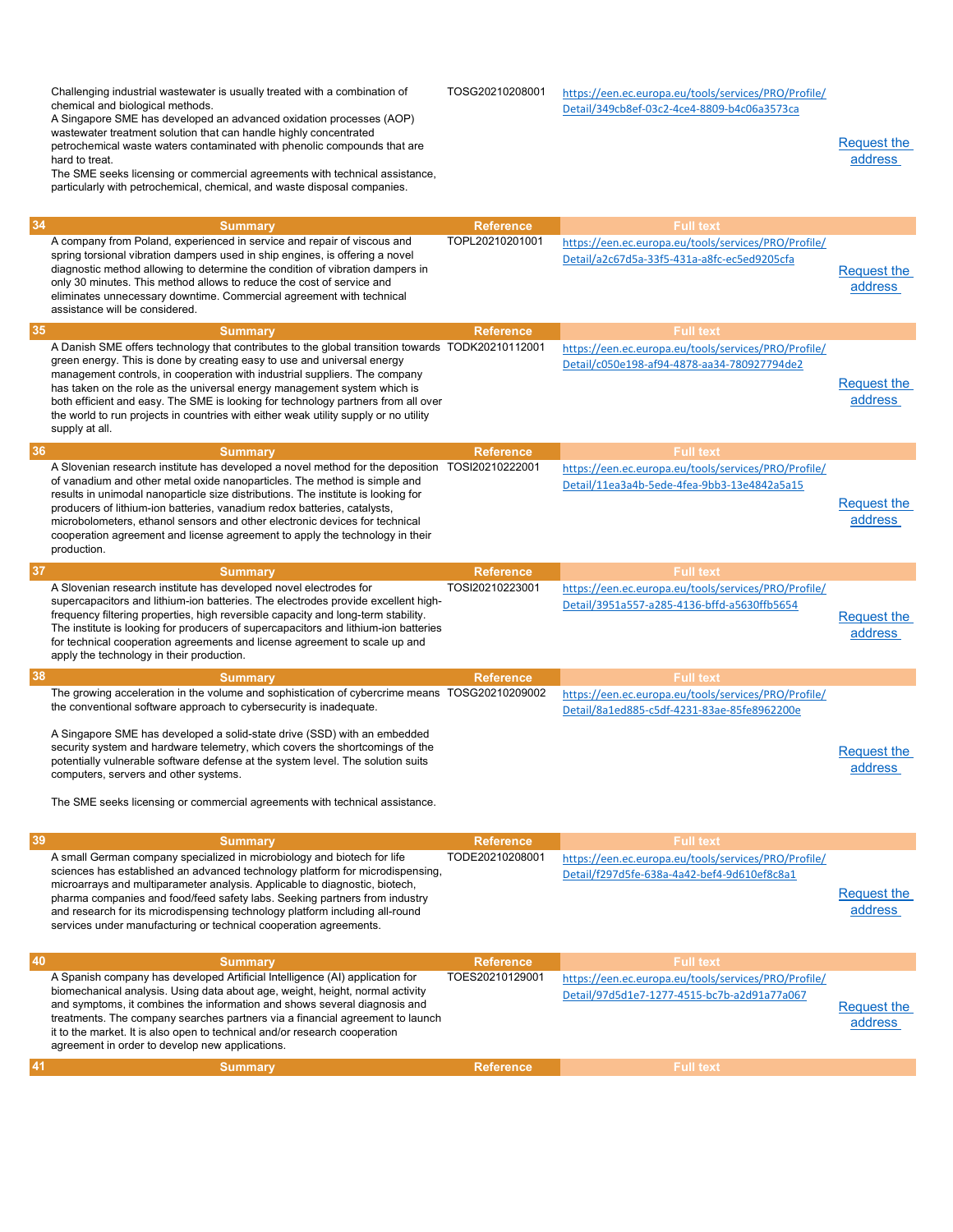| | Summary | Reference | Full text | |
|---|---|---|---|---|
| | Challenging industrial wastewater is usually treated with a combination of chemical and biological methods.<br>A Singapore SME has developed an advanced oxidation processes (AOP) wastewater treatment solution that can handle highly concentrated petrochemical waste waters contaminated with phenolic compounds that are hard to treat.<br>The SME seeks licensing or commercial agreements with technical assistance, particularly with petrochemical, chemical, and waste disposal companies. | TOSG20210208001 | https://een.ec.europa.eu/tools/services/PRO/Profile/Detail/349cb8ef-03c2-4ce4-8809-b4c06a3573ca | Request the address |
| 34 | A company from Poland, experienced in service and repair of viscous and spring torsional vibration dampers used in ship engines, is offering a novel diagnostic method allowing to determine the condition of vibration dampers in only 30 minutes. This method allows to reduce the cost of service and eliminates unnecessary downtime. Commercial agreement with technical assistance will be considered. | TOPL20210201001 | https://een.ec.europa.eu/tools/services/PRO/Profile/Detail/a2c67d5a-33f5-431a-a8fc-ec5ed9205cfa | Request the address |
| 35 | A Danish SME offers technology that contributes to the global transition towards green energy. This is done by creating easy to use and universal energy management controls, in cooperation with industrial suppliers. The company has taken on the role as the universal energy management system which is both efficient and easy. The SME is looking for technology partners from all over the world to run projects in countries with either weak utility supply or no utility supply at all. | TODK20210112001 | https://een.ec.europa.eu/tools/services/PRO/Profile/Detail/c050e198-af94-4878-aa34-780927794de2 | Request the address |
| 36 | A Slovenian research institute has developed a novel method for the deposition of vanadium and other metal oxide nanoparticles. The method is simple and results in unimodal nanoparticle size distributions. The institute is looking for producers of lithium-ion batteries, vanadium redox batteries, catalysts, microbolometers, ethanol sensors and other electronic devices for technical cooperation agreement and license agreement to apply the technology in their production. | TOSI20210222001 | https://een.ec.europa.eu/tools/services/PRO/Profile/Detail/11ea3a4b-5ede-4fea-9bb3-13e4842a5a15 | Request the address |
| 37 | A Slovenian research institute has developed novel electrodes for supercapacitors and lithium-ion batteries. The electrodes provide excellent high-frequency filtering properties, high reversible capacity and long-term stability. The institute is looking for producers of supercapacitors and lithium-ion batteries for technical cooperation agreements and license agreement to scale up and apply the technology in their production. | TOSI20210223001 | https://een.ec.europa.eu/tools/services/PRO/Profile/Detail/3951a557-a285-4136-bffd-a5630ffb5654 | Request the address |
| 38 | The growing acceleration in the volume and sophistication of cybercrime means the conventional software approach to cybersecurity is inadequate.<br><br>A Singapore SME has developed a solid-state drive (SSD) with an embedded security system and hardware telemetry, which covers the shortcomings of the potentially vulnerable software defense at the system level. The solution suits computers, servers and other systems.<br><br>The SME seeks licensing or commercial agreements with technical assistance. | TOSG20210209002 | https://een.ec.europa.eu/tools/services/PRO/Profile/Detail/8a1ed885-c5df-4231-83ae-85fe8962200e | Request the address |
| 39 | A small German company specialized in microbiology and biotech for life sciences has established an advanced technology platform for microdispensing, microarrays and multiparameter analysis. Applicable to diagnostic, biotech, pharma companies and food/feed safety labs. Seeking partners from industry and research for its microdispensing technology platform including all-round services under manufacturing or technical cooperation agreements. | TODE20210208001 | https://een.ec.europa.eu/tools/services/PRO/Profile/Detail/f297d5fe-638a-4a42-bef4-9d610ef8c8a1 | Request the address |
| 40 | A Spanish company has developed Artificial Intelligence (AI) application for biomechanical analysis. Using data about age, weight, height, normal activity and symptoms, it combines the information and shows several diagnosis and treatments. The company searches partners via a financial agreement to launch it to the market. It is also open to technical and/or research cooperation agreement in order to develop new applications. | TOES20210129001 | https://een.ec.europa.eu/tools/services/PRO/Profile/Detail/97d5d1e7-1277-4515-bc7b-a2d91a77a067 | Request the address |
| 41 | Summary | Reference | Full text | |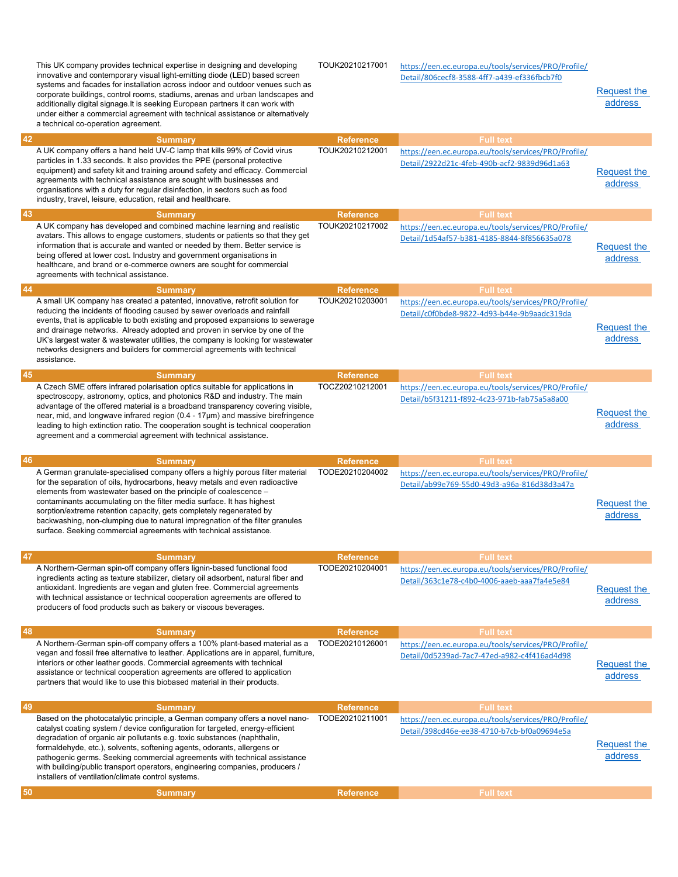| | Summary | Reference | Full text | |
|---|---|---|---|---|
| | This UK company provides technical expertise in designing and developing innovative and contemporary visual light-emitting diode (LED) based screen systems and facades for installation across indoor and outdoor venues such as corporate buildings, control rooms, stadiums, arenas and urban landscapes and additionally digital signage.It is seeking European partners it can work with under either a commercial agreement with technical assistance or alternatively a technical co-operation agreement. | TOUK20210217001 | https://een.ec.europa.eu/tools/services/PRO/Profile/Detail/806cecf8-3588-4ff7-a439-ef336fbcb7f0 | Request the address |
| 42 | A UK company offers a hand held UV-C lamp that kills 99% of Covid virus particles in 1.33 seconds. It also provides the PPE (personal protective equipment) and safety kit and training around safety and efficacy. Commercial agreements with technical assistance are sought with businesses and organisations with a duty for regular disinfection, in sectors such as food industry, travel, leisure, education, retail and healthcare. | TOUK20210212001 | https://een.ec.europa.eu/tools/services/PRO/Profile/Detail/2922d21c-4feb-490b-acf2-9839d96d1a63 | Request the address |
| 43 | A UK company has developed and combined machine learning and realistic avatars. This allows to engage customers, students or patients so that they get information that is accurate and wanted or needed by them. Better service is being offered at lower cost. Industry and government organisations in healthcare, and brand or e-commerce owners are sought for commercial agreements with technical assistance. | TOUK20210217002 | https://een.ec.europa.eu/tools/services/PRO/Profile/Detail/1d54af57-b381-4185-8844-8f856635a078 | Request the address |
| 44 | A small UK company has created a patented, innovative, retrofit solution for reducing the incidents of flooding caused by sewer overloads and rainfall events, that is applicable to both existing and proposed expansions to sewerage and drainage networks. Already adopted and proven in service by one of the UK's largest water & wastewater utilities, the company is looking for wastewater networks designers and builders for commercial agreements with technical assistance. | TOUK20210203001 | https://een.ec.europa.eu/tools/services/PRO/Profile/Detail/c0f0bde8-9822-4d93-b44e-9b9aadc319da | Request the address |
| 45 | A Czech SME offers infrared polarisation optics suitable for applications in spectroscopy, astronomy, optics, and photonics R&D and industry. The main advantage of the offered material is a broadband transparency covering visible, near, mid, and longwave infrared region (0.4 - 17μm) and massive birefringence leading to high extinction ratio. The cooperation sought is technical cooperation agreement and a commercial agreement with technical assistance. | TOCZ20210212001 | https://een.ec.europa.eu/tools/services/PRO/Profile/Detail/b5f31211-f892-4c23-971b-fab75a5a8a00 | Request the address |
| 46 | A German granulate-specialised company offers a highly porous filter material for the separation of oils, hydrocarbons, heavy metals and even radioactive elements from wastewater based on the principle of coalescence – contaminants accumulating on the filter media surface. It has highest sorption/extreme retention capacity, gets completely regenerated by backwashing, non-clumping due to natural impregnation of the filter granules surface. Seeking commercial agreements with technical assistance. | TODE20210204002 | https://een.ec.europa.eu/tools/services/PRO/Profile/Detail/ab99e769-55d0-49d3-a96a-816d38d3a47a | Request the address |
| 47 | A Northern-German spin-off company offers lignin-based functional food ingredients acting as texture stabilizer, dietary oil adsorbent, natural fiber and antioxidant. Ingredients are vegan and gluten free. Commercial agreements with technical assistance or technical cooperation agreements are offered to producers of food products such as bakery or viscous beverages. | TODE20210204001 | https://een.ec.europa.eu/tools/services/PRO/Profile/Detail/363c1e78-c4b0-4006-aaeb-aaa7fa4e5e84 | Request the address |
| 48 | A Northern-German spin-off company offers a 100% plant-based material as a vegan and fossil free alternative to leather. Applications are in apparel, furniture, interiors or other leather goods. Commercial agreements with technical assistance or technical cooperation agreements are offered to application partners that would like to use this biobased material in their products. | TODE20210126001 | https://een.ec.europa.eu/tools/services/PRO/Profile/Detail/0d5239ad-7ac7-47ed-a982-c4f416ad4d98 | Request the address |
| 49 | Based on the photocatalytic principle, a German company offers a novel nano-catalyst coating system / device configuration for targeted, energy-efficient degradation of organic air pollutants e.g. toxic substances (naphthalin, formaldehyde, etc.), solvents, softening agents, odorants, allergens or pathogenic germs. Seeking commercial agreements with technical assistance with building/public transport operators, engineering companies, producers / installers of ventilation/climate control systems. | TODE20210211001 | https://een.ec.europa.eu/tools/services/PRO/Profile/Detail/398cd46e-ee38-4710-b7cb-bf0a09694e5a | Request the address |
| 50 | Summary | Reference | Full text | |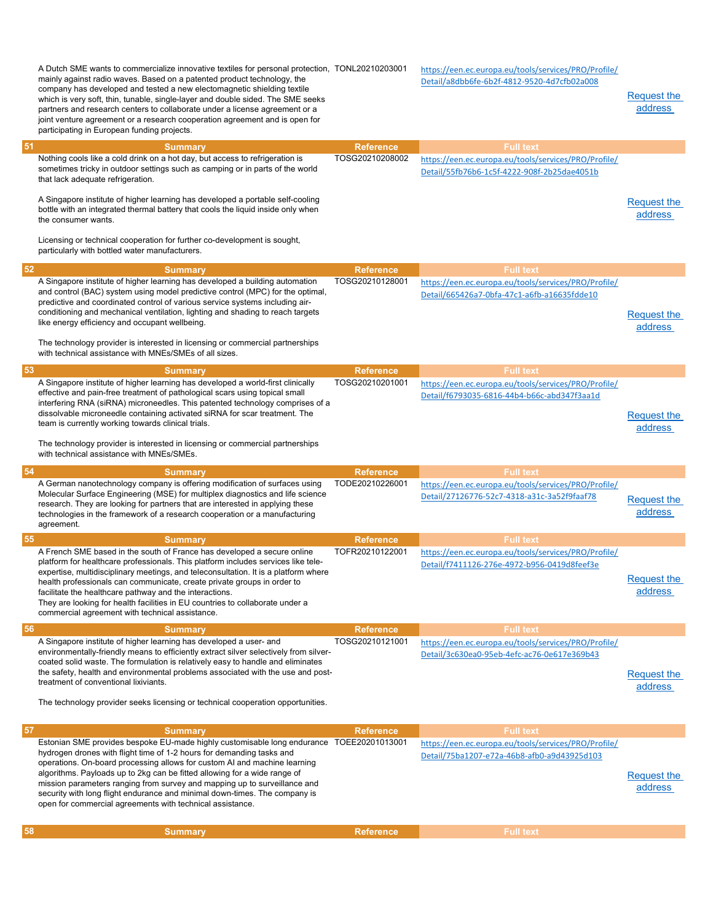| | Summary | Reference | Full text | |
|---|---|---|---|---|
| | A Dutch SME wants to commercialize innovative textiles for personal protection, mainly against radio waves. Based on a patented product technology, the company has developed and tested a new electomagnetic shielding textile which is very soft, thin, tunable, single-layer and double sided. The SME seeks partners and research centers to collaborate under a license agreement or a joint venture agreement or a research cooperation agreement and is open for participating in European funding projects. | TONL20210203001 | https://een.ec.europa.eu/tools/services/PRO/Profile/Detail/a8dbb6fe-6b2f-4812-9520-4d7cfb02a008 | Request the address |
| 51 | Nothing cools like a cold drink on a hot day, but access to refrigeration is sometimes tricky in outdoor settings such as camping or in parts of the world that lack adequate refrigeration.<br><br>A Singapore institute of higher learning has developed a portable self-cooling bottle with an integrated thermal battery that cools the liquid inside only when the consumer wants.<br><br>Licensing or technical cooperation for further co-development is sought, particularly with bottled water manufacturers. | TOSG20210208002 | https://een.ec.europa.eu/tools/services/PRO/Profile/Detail/55fb76b6-1c5f-4222-908f-2b25dae4051b | Request the address |
| 52 | A Singapore institute of higher learning has developed a building automation and control (BAC) system using model predictive control (MPC) for the optimal, predictive and coordinated control of various service systems including air-conditioning and mechanical ventilation, lighting and shading to reach targets like energy efficiency and occupant wellbeing.<br><br>The technology provider is interested in licensing or commercial partnerships with technical assistance with MNEs/SMEs of all sizes. | TOSG20210128001 | https://een.ec.europa.eu/tools/services/PRO/Profile/Detail/665426a7-0bfa-47c1-a6fb-a16635fdde10 | Request the address |
| 53 | A Singapore institute of higher learning has developed a world-first clinically effective and pain-free treatment of pathological scars using topical small interfering RNA (siRNA) microneedles. This patented technology comprises of a dissolvable microneedle containing activated siRNA for scar treatment. The team is currently working towards clinical trials.<br><br>The technology provider is interested in licensing or commercial partnerships with technical assistance with MNEs/SMEs. | TOSG20210201001 | https://een.ec.europa.eu/tools/services/PRO/Profile/Detail/f6793035-6816-44b4-b66c-abd347f3aa1d | Request the address |
| 54 | A German nanotechnology company is offering modification of surfaces using Molecular Surface Engineering (MSE) for multiplex diagnostics and life science research. They are looking for partners that are interested in applying these technologies in the framework of a research cooperation or a manufacturing agreement. | TODE20210226001 | https://een.ec.europa.eu/tools/services/PRO/Profile/Detail/27126776-52c7-4318-a31c-3a52f9faaf78 | Request the address |
| 55 | A French SME based in the south of France has developed a secure online platform for healthcare professionals. This platform includes services like tele-expertise, multidisciplinary meetings, and teleconsultation. It is a platform where health professionals can communicate, create private groups in order to facilitate the healthcare pathway and the interactions.<br>They are looking for health facilities in EU countries to collaborate under a commercial agreement with technical assistance. | TOFR20210122001 | https://een.ec.europa.eu/tools/services/PRO/Profile/Detail/f7411126-276e-4972-b956-0419d8feef3e | Request the address |
| 56 | A Singapore institute of higher learning has developed a user- and environmentally-friendly means to efficiently extract silver selectively from silver-coated solid waste. The formulation is relatively easy to handle and eliminates the safety, health and environmental problems associated with the use and post-treatment of conventional lixiviants.<br><br>The technology provider seeks licensing or technical cooperation opportunities. | TOSG20210121001 | https://een.ec.europa.eu/tools/services/PRO/Profile/Detail/3c630ea0-95eb-4efc-ac76-0e617e369b43 | Request the address |
| 57 | Estonian SME provides bespoke EU-made highly customisable long endurance hydrogen drones with flight time of 1-2 hours for demanding tasks and operations. On-board processing allows for custom AI and machine learning algorithms. Payloads up to 2kg can be fitted allowing for a wide range of mission parameters ranging from survey and mapping up to surveillance and security with long flight endurance and minimal down-times. The company is open for commercial agreements with technical assistance. | TOEE20201013001 | https://een.ec.europa.eu/tools/services/PRO/Profile/Detail/75ba1207-e72a-46b8-afb0-a9d43925d103 | Request the address |
| 58 | Summary | Reference | Full text | |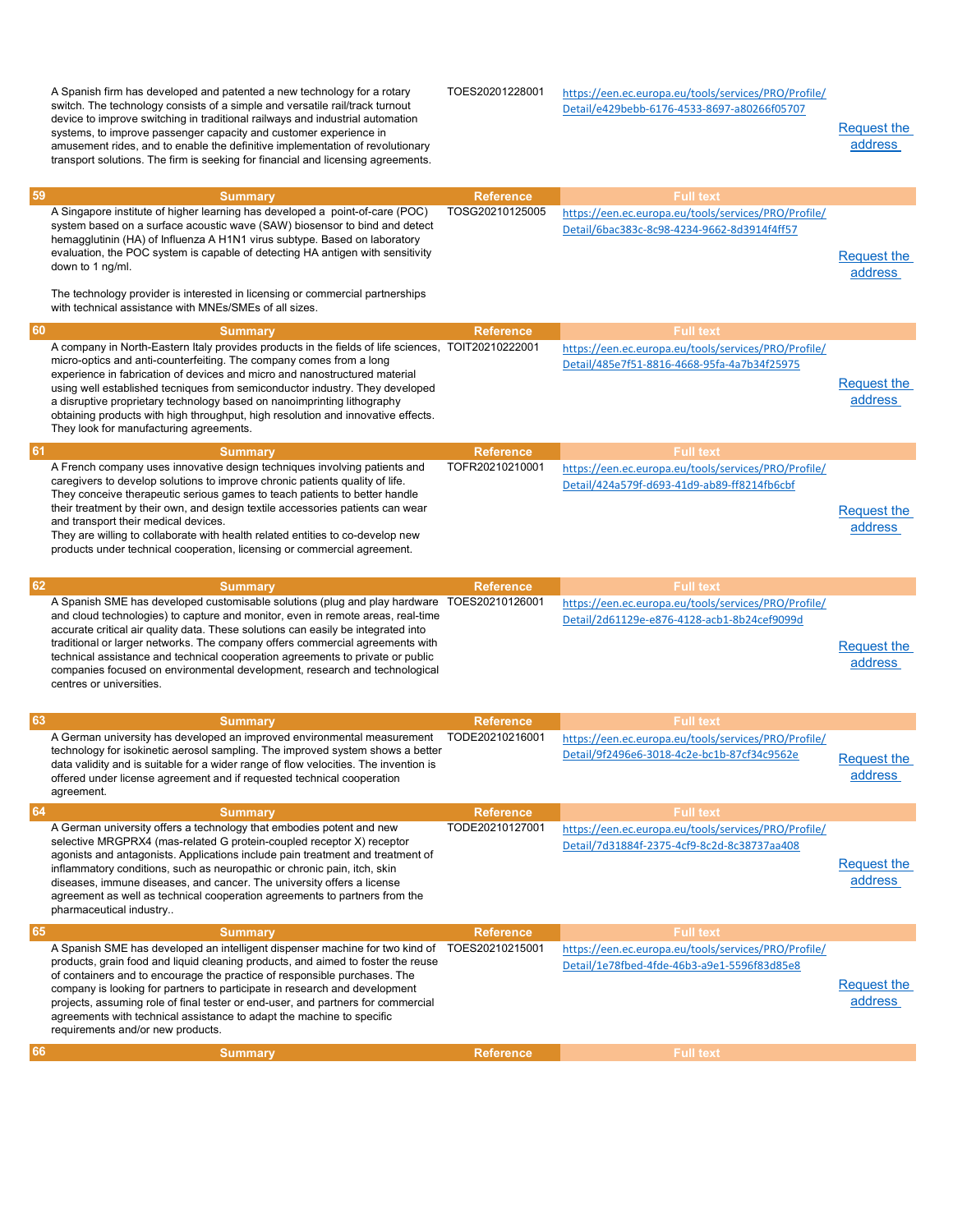| | Summary | Reference | Full text | |
|---|---|---|---|---|
| | A Spanish firm has developed and patented a new technology for a rotary switch. The technology consists of a simple and versatile rail/track turnout device to improve switching in traditional railways and industrial automation systems, to improve passenger capacity and customer experience in amusement rides, and to enable the definitive implementation of revolutionary transport solutions. The firm is seeking for financial and licensing agreements. | TOES20201228001 | https://een.ec.europa.eu/tools/services/PRO/Profile/Detail/e429bebb-6176-4533-8697-a80266f05707 | Request the address |
| 59 | A Singapore institute of higher learning has developed a point-of-care (POC) system based on a surface acoustic wave (SAW) biosensor to bind and detect hemagglutinin (HA) of Influenza A H1N1 virus subtype. Based on laboratory evaluation, the POC system is capable of detecting HA antigen with sensitivity down to 1 ng/ml.<br><br>The technology provider is interested in licensing or commercial partnerships with technical assistance with MNEs/SMEs of all sizes. | TOSG20210125005 | https://een.ec.europa.eu/tools/services/PRO/Profile/Detail/6bac383c-8c98-4234-9662-8d3914f4ff57 | Request the address |
| 60 | A company in North-Eastern Italy provides products in the fields of life sciences, micro-optics and anti-counterfeiting. The company comes from a long experience in fabrication of devices and micro and nanostructured material using well established tecniques from semiconductor industry. They developed a disruptive proprietary technology based on nanoimprinting lithography obtaining products with high throughput, high resolution and innovative effects. They look for manufacturing agreements. | TOIT20210222001 | https://een.ec.europa.eu/tools/services/PRO/Profile/Detail/485e7f51-8816-4668-95fa-4a7b34f25975 | Request the address |
| 61 | A French company uses innovative design techniques involving patients and caregivers to develop solutions to improve chronic patients quality of life. They conceive therapeutic serious games to teach patients to better handle their treatment by their own, and design textile accessories patients can wear and transport their medical devices.<br>They are willing to collaborate with health related entities to co-develop new products under technical cooperation, licensing or commercial agreement. | TOFR20210210001 | https://een.ec.europa.eu/tools/services/PRO/Profile/Detail/424a579f-d693-41d9-ab89-ff8214fb6cbf | Request the address |
| 62 | A Spanish SME has developed customisable solutions (plug and play hardware and cloud technologies) to capture and monitor, even in remote areas, real-time accurate critical air quality data. These solutions can easily be integrated into traditional or larger networks. The company offers commercial agreements with technical assistance and technical cooperation agreements to private or public companies focused on environmental development, research and technological centres or universities. | TOES20210126001 | https://een.ec.europa.eu/tools/services/PRO/Profile/Detail/2d61129e-e876-4128-acb1-8b24cef9099d | Request the address |
| 63 | A German university has developed an improved environmental measurement technology for isokinetic aerosol sampling. The improved system shows a better data validity and is suitable for a wider range of flow velocities. The invention is offered under license agreement and if requested technical cooperation agreement. | TODE20210216001 | https://een.ec.europa.eu/tools/services/PRO/Profile/Detail/9f2496e6-3018-4c2e-bc1b-87cf34c9562e | Request the address |
| 64 | A German university offers a technology that embodies potent and new selective MRGPRX4 (mas-related G protein-coupled receptor X) receptor agonists and antagonists. Applications include pain treatment and treatment of inflammatory conditions, such as neuropathic or chronic pain, itch, skin diseases, immune diseases, and cancer. The university offers a license agreement as well as technical cooperation agreements to partners from the pharmaceutical industry.. | TODE20210127001 | https://een.ec.europa.eu/tools/services/PRO/Profile/Detail/7d31884f-2375-4cf9-8c2d-8c38737aa408 | Request the address |
| 65 | A Spanish SME has developed an intelligent dispenser machine for two kind of products, grain food and liquid cleaning products, and aimed to foster the reuse of containers and to encourage the practice of responsible purchases. The company is looking for partners to participate in research and development projects, assuming role of final tester or end-user, and partners for commercial agreements with technical assistance to adapt the machine to specific requirements and/or new products. | TOES20210215001 | https://een.ec.europa.eu/tools/services/PRO/Profile/Detail/1e78fbed-4fde-46b3-a9e1-5596f83d85e8 | Request the address |
| 66 | | | | |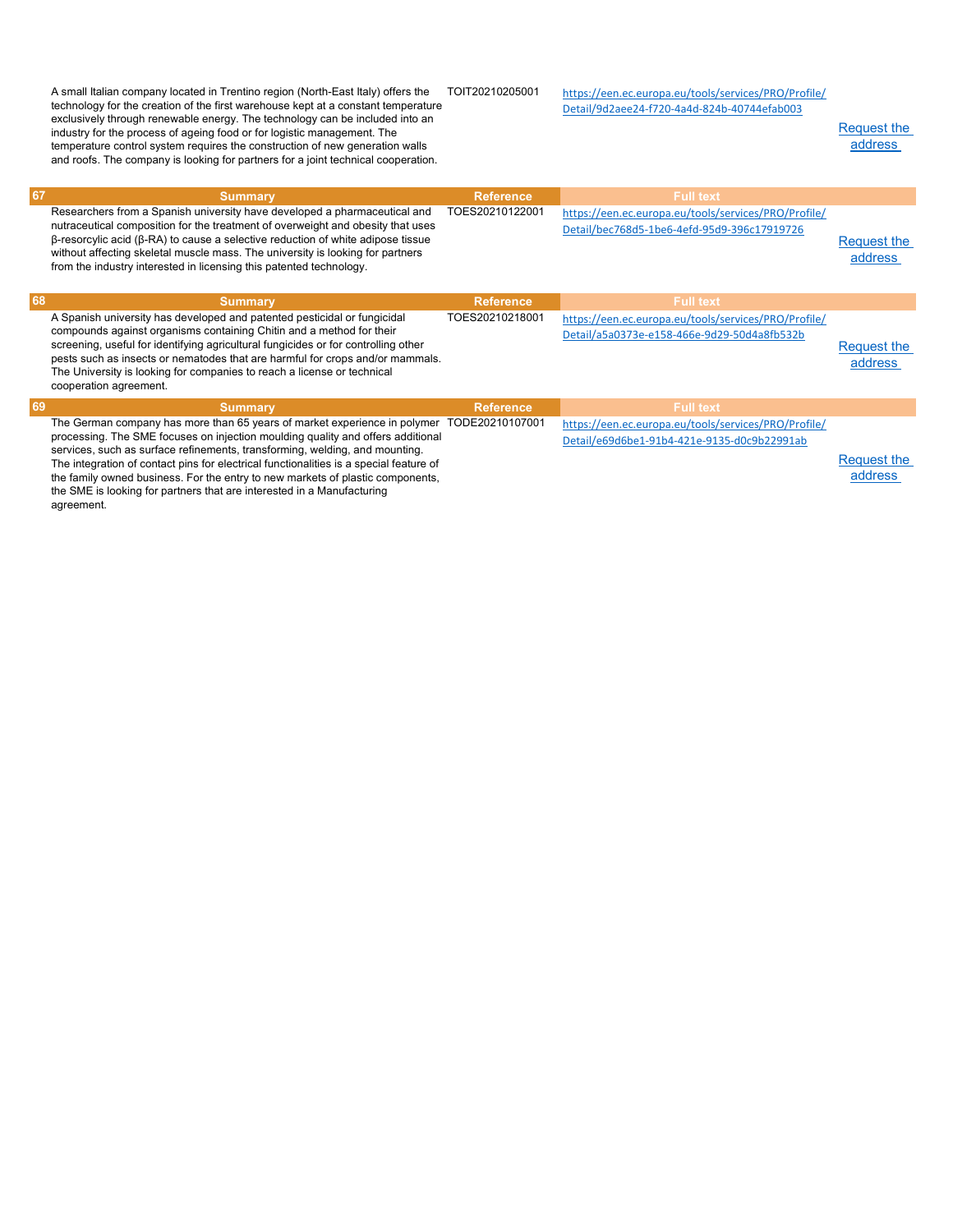| | | | | |
|---|---|---|---|---|
| | A small Italian company located in Trentino region (North-East Italy) offers the technology for the creation of the first warehouse kept at a constant temperature exclusively through renewable energy. The technology can be included into an industry for the process of ageing food or for logistic management. The temperature control system requires the construction of new generation walls and roofs. The company is looking for partners for a joint technical cooperation. | TOIT20210205001 | https://een.ec.europa.eu/tools/services/PRO/Profile/Detail/9d2aee24-f720-4a4d-824b-40744efab003 | Request the address |

| 67 | Summary | Reference | Full text | |
|---|---|---|---|---|
| | Researchers from a Spanish university have developed a pharmaceutical and nutraceutical composition for the treatment of overweight and obesity that uses β-resorcylic acid (β-RA) to cause a selective reduction of white adipose tissue without affecting skeletal muscle mass. The university is looking for partners from the industry interested in licensing this patented technology. | TOES20210122001 | https://een.ec.europa.eu/tools/services/PRO/Profile/Detail/bec768d5-1be6-4efd-95d9-396c17919726 | Request the address |

| 68 | Summary | Reference | Full text | |
|---|---|---|---|---|
| | A Spanish university has developed and patented pesticidal or fungicidal compounds against organisms containing Chitin and a method for their screening, useful for identifying agricultural fungicides or for controlling other pests such as insects or nematodes that are harmful for crops and/or mammals. The University is looking for companies to reach a license or technical cooperation agreement. | TOES20210218001 | https://een.ec.europa.eu/tools/services/PRO/Profile/Detail/a5a0373e-e158-466e-9d29-50d4a8fb532b | Request the address |

| 69 | Summary | Reference | Full text | |
|---|---|---|---|---|
| | The German company has more than 65 years of market experience in polymer processing. The SME focuses on injection moulding quality and offers additional services, such as surface refinements, transforming, welding, and mounting. The integration of contact pins for electrical functionalities is a special feature of the family owned business. For the entry to new markets of plastic components, the SME is looking for partners that are interested in a Manufacturing agreement. | TODE20210107001 | https://een.ec.europa.eu/tools/services/PRO/Profile/Detail/e69d6be1-91b4-421e-9135-d0c9b22991ab | Request the address |